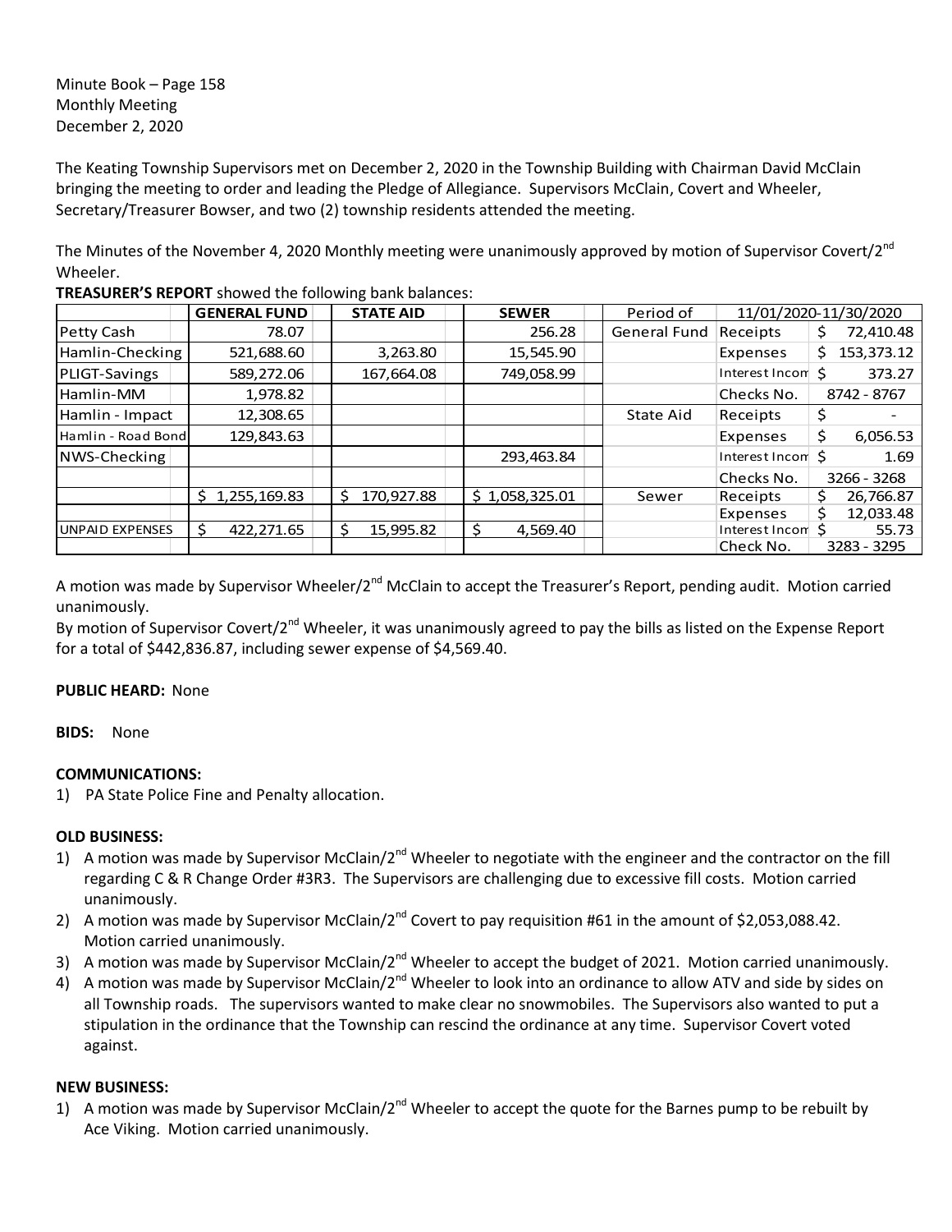Minute Book – Page 158
Monthly Meeting
December 2, 2020

The Keating Township Supervisors met on December 2, 2020 in the Township Building with Chairman David McClain bringing the meeting to order and leading the Pledge of Allegiance. Supervisors McClain, Covert and Wheeler, Secretary/Treasurer Bowser, and two (2) township residents attended the meeting.

The Minutes of the November 4, 2020 Monthly meeting were unanimously approved by motion of Supervisor Covert/2nd Wheeler.

**TREASURER'S REPORT** showed the following bank balances:

| | GENERAL FUND | STATE AID | SEWER | Period of | 11/01/2020-11/30/2020 | |
|---|---|---|---|---|---|---|
| Petty Cash | 78.07 | | 256.28 | General Fund | Receipts | $ 72,410.48 |
| Hamlin-Checking | 521,688.60 | 3,263.80 | 15,545.90 | | Expenses | $ 153,373.12 |
| PLIGT-Savings | 589,272.06 | 167,664.08 | 749,058.99 | | Interest Incom | $ 373.27 |
| Hamlin-MM | 1,978.82 | | | | Checks No. | 8742 - 8767 |
| Hamlin - Impact | 12,308.65 | | | State Aid | Receipts | $ - |
| Hamlin - Road Bond | 129,843.63 | | | | Expenses | $ 6,056.53 |
| NWS-Checking | | | 293,463.84 | | Interest Incom | $ 1.69 |
| | | | | | Checks No. | 3266 - 3268 |
| | $ 1,255,169.83 | $ 170,927.88 | $ 1,058,325.01 | Sewer | Receipts | $ 26,766.87 |
| | | | | | Expenses | $ 12,033.48 |
| UNPAID EXPENSES | $ 422,271.65 | $ 15,995.82 | $ 4,569.40 | | Interest Incom | $ 55.73 |
| | | | | | Check No. | 3283 - 3295 |

A motion was made by Supervisor Wheeler/2nd McClain to accept the Treasurer's Report, pending audit. Motion carried unanimously.

By motion of Supervisor Covert/2nd Wheeler, it was unanimously agreed to pay the bills as listed on the Expense Report for a total of $442,836.87, including sewer expense of $4,569.40.

**PUBLIC HEARD:** None

**BIDS:** None

**COMMUNICATIONS:**

1) PA State Police Fine and Penalty allocation.

**OLD BUSINESS:**

1) A motion was made by Supervisor McClain/2nd Wheeler to negotiate with the engineer and the contractor on the fill regarding C & R Change Order #3R3. The Supervisors are challenging due to excessive fill costs. Motion carried unanimously.
2) A motion was made by Supervisor McClain/2nd Covert to pay requisition #61 in the amount of $2,053,088.42. Motion carried unanimously.
3) A motion was made by Supervisor McClain/2nd Wheeler to accept the budget of 2021. Motion carried unanimously.
4) A motion was made by Supervisor McClain/2nd Wheeler to look into an ordinance to allow ATV and side by sides on all Township roads. The supervisors wanted to make clear no snowmobiles. The Supervisors also wanted to put a stipulation in the ordinance that the Township can rescind the ordinance at any time. Supervisor Covert voted against.

**NEW BUSINESS:**

1) A motion was made by Supervisor McClain/2nd Wheeler to accept the quote for the Barnes pump to be rebuilt by Ace Viking. Motion carried unanimously.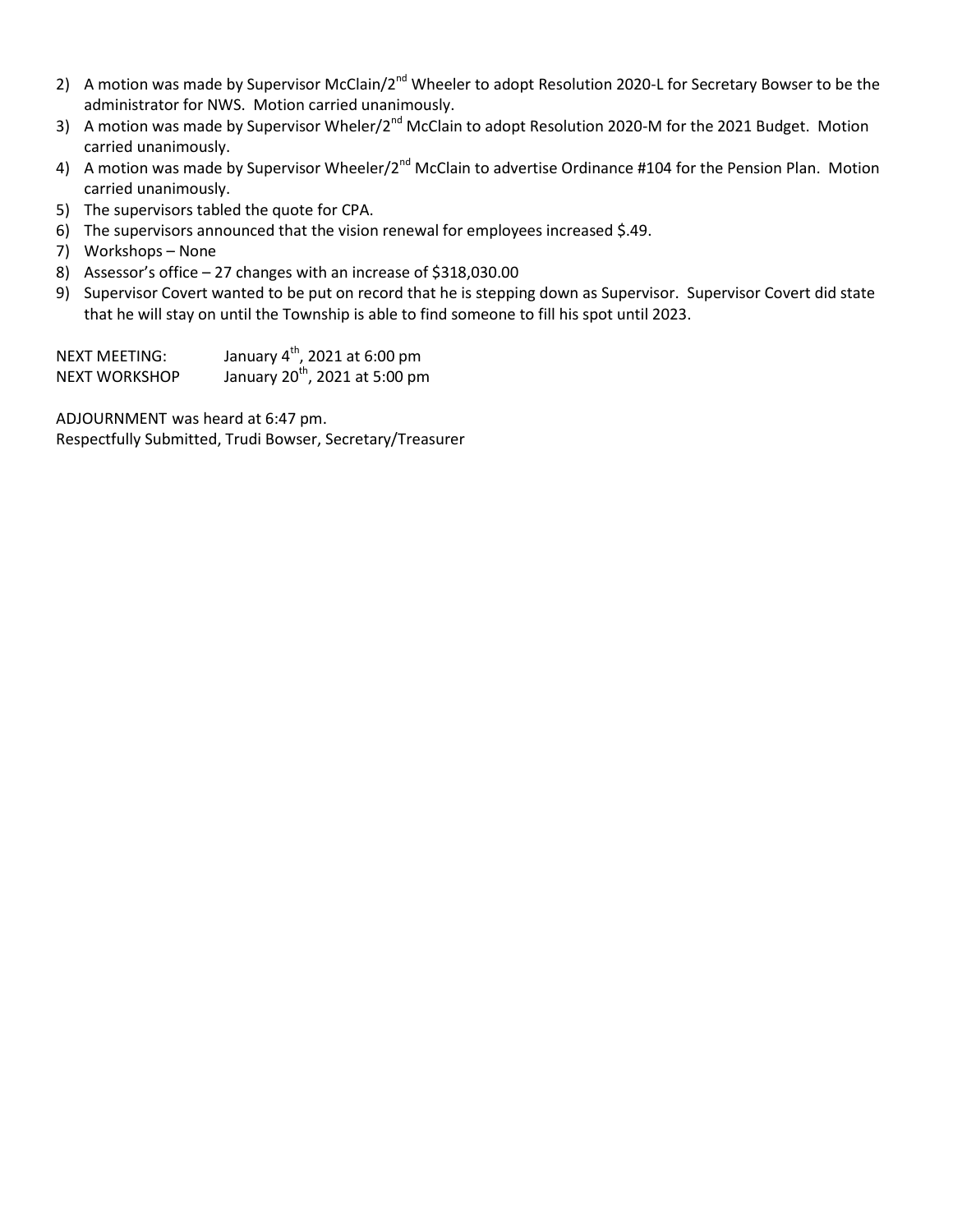2) A motion was made by Supervisor McClain/2nd Wheeler to adopt Resolution 2020-L for Secretary Bowser to be the administrator for NWS. Motion carried unanimously.
3) A motion was made by Supervisor Wheler/2nd McClain to adopt Resolution 2020-M for the 2021 Budget. Motion carried unanimously.
4) A motion was made by Supervisor Wheeler/2nd McClain to advertise Ordinance #104 for the Pension Plan. Motion carried unanimously.
5) The supervisors tabled the quote for CPA.
6) The supervisors announced that the vision renewal for employees increased $.49.
7) Workshops – None
8) Assessor's office – 27 changes with an increase of $318,030.00
9) Supervisor Covert wanted to be put on record that he is stepping down as Supervisor. Supervisor Covert did state that he will stay on until the Township is able to find someone to fill his spot until 2023.

NEXT MEETING: January 4th, 2021 at 6:00 pm
NEXT WORKSHOP January 20th, 2021 at 5:00 pm

ADJOURNMENT was heard at 6:47 pm.
Respectfully Submitted, Trudi Bowser, Secretary/Treasurer